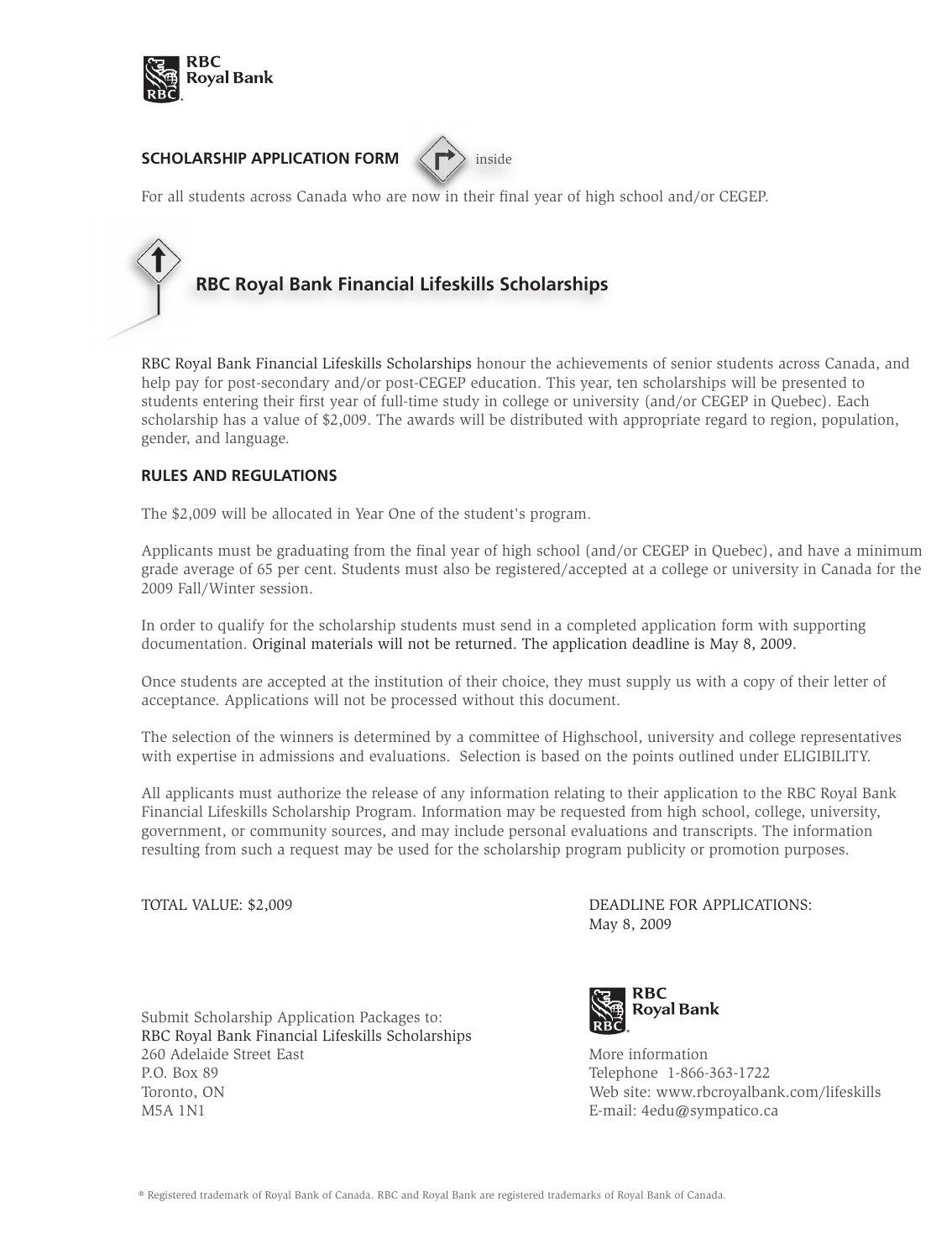RBC Royal Bank

**SCHOLARSHIP APPLICATION FORM** inside

For all students across Canada who are now in their final year of high school and/or CEGEP.

## RBC Royal Bank Financial Lifeskills Scholarships

RBC Royal Bank Financial Lifeskills Scholarships honour the achievements of senior students across Canada, and help pay for post-secondary and/or post-CEGEP education. This year, ten scholarships will be presented to students entering their first year of full-time study in college or university (and/or CEGEP in Quebec). Each scholarship has a value of $2,009. The awards will be distributed with appropriate regard to region, population, gender, and language.

### RULES AND REGULATIONS

The $2,009 will be allocated in Year One of the student's program.

Applicants must be graduating from the final year of high school (and/or CEGEP in Quebec), and have a minimum grade average of 65 per cent. Students must also be registered/accepted at a college or university in Canada for the 2009 Fall/Winter session.

In order to qualify for the scholarship students must send in a completed application form with supporting documentation. Original materials will not be returned. The application deadline is May 8, 2009.

Once students are accepted at the institution of their choice, they must supply us with a copy of their letter of acceptance. Applications will not be processed without this document.

The selection of the winners is determined by a committee of Highschool, university and college representatives with expertise in admissions and evaluations. Selection is based on the points outlined under ELIGIBILITY.

All applicants must authorize the release of any information relating to their application to the RBC Royal Bank Financial Lifeskills Scholarship Program. Information may be requested from high school, college, university, government, or community sources, and may include personal evaluations and transcripts. The information resulting from such a request may be used for the scholarship program publicity or promotion purposes.

TOTAL VALUE: $2,009

DEADLINE FOR APPLICATIONS:
May 8, 2009

Submit Scholarship Application Packages to:
RBC Royal Bank Financial Lifeskills Scholarships
260 Adelaide Street East
P.O. Box 89
Toronto, ON
M5A 1N1

RBC Royal Bank

More information
Telephone 1-866-363-1722
Web site: www.rbcroyalbank.com/lifeskills
E-mail: 4edu@sympatico.ca

® Registered trademark of Royal Bank of Canada. RBC and Royal Bank are registered trademarks of Royal Bank of Canada.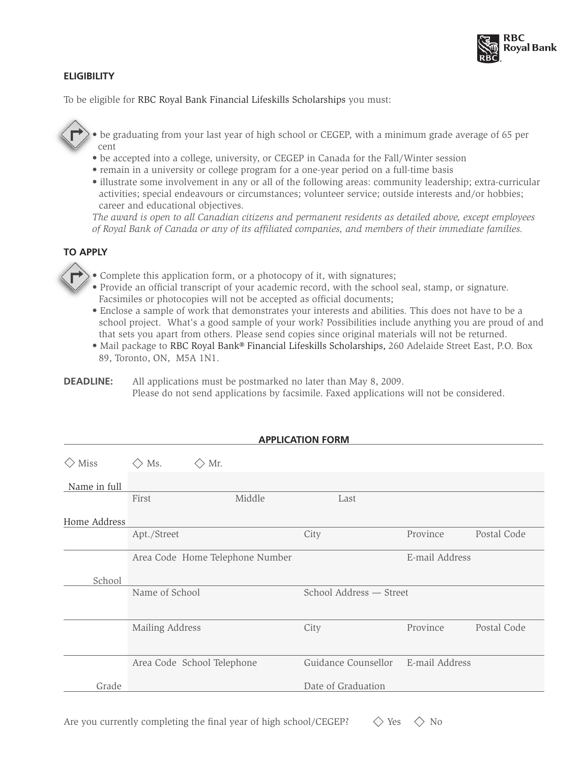RBC Royal Bank

## ELIGIBILITY

To be eligible for RBC Royal Bank Financial Lifeskills Scholarships you must:

- be graduating from your last year of high school or CEGEP, with a minimum grade average of 65 per cent
- be accepted into a college, university, or CEGEP in Canada for the Fall/Winter session
- remain in a university or college program for a one-year period on a full-time basis
- illustrate some involvement in any or all of the following areas: community leadership; extra-curricular activities; special endeavours or circumstances; volunteer service; outside interests and/or hobbies; career and educational objectives.

*The award is open to all Canadian citizens and permanent residents as detailed above, except employees of Royal Bank of Canada or any of its affiliated companies, and members of their immediate families.*

## TO APPLY

- Complete this application form, or a photocopy of it, with signatures;
- Provide an official transcript of your academic record, with the school seal, stamp, or signature. Facsimiles or photocopies will not be accepted as official documents;
- Enclose a sample of work that demonstrates your interests and abilities. This does not have to be a school project. What's a good sample of your work? Possibilities include anything you are proud of and that sets you apart from others. Please send copies since original materials will not be returned.
- Mail package to RBC Royal Bank® Financial Lifeskills Scholarships, 260 Adelaide Street East, P.O. Box 89, Toronto, ON, M5A 1N1.

**DEADLINE:** All applications must be postmarked no later than May 8, 2009. Please do not send applications by facsimile. Faxed applications will not be considered.

## APPLICATION FORM

◇ Miss ◇ Ms. ◇ Mr.

| | | | | |
|---|---|---|---|---|
| Name in full | First | Middle | Last | |
| Home Address | Apt./Street | City | Province | Postal Code |
| | Area Code Home Telephone Number | | E-mail Address | |
| School | Name of School | School Address — Street | | |
| | Mailing Address | City | Province | Postal Code |
| | Area Code School Telephone | Guidance Counsellor | E-mail Address | |
| Grade | | Date of Graduation | | |

Are you currently completing the final year of high school/CEGEP? ◇ Yes ◇ No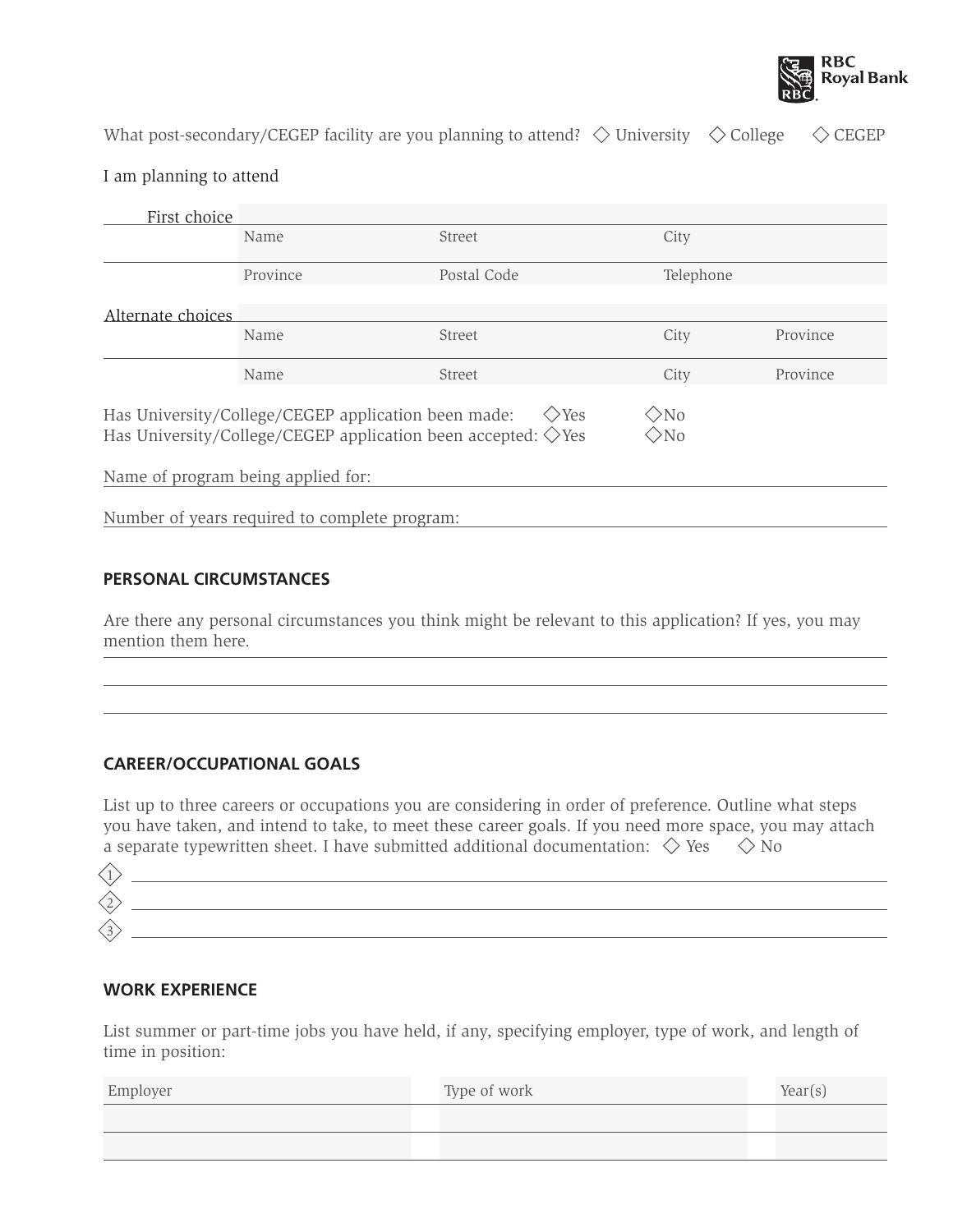What post-secondary/CEGEP facility are you planning to attend? ◇ University ◇ College ◇ CEGEP

I am planning to attend

| First choice | | | |
|---|---|---|---|
| | Name | Street | City |
| | Province | Postal Code | Telephone |

| Alternate choices | | | | |
|---|---|---|---|---|
| | Name | Street | City | Province |
| | Name | Street | City | Province |

Has University/College/CEGEP application been made: ◇Yes ◇No
Has University/College/CEGEP application been accepted: ◇Yes ◇No

Name of program being applied for: ____________________

Number of years required to complete program: ____________________

## PERSONAL CIRCUMSTANCES

Are there any personal circumstances you think might be relevant to this application? If yes, you may mention them here.

____________________

____________________

____________________

## CAREER/OCCUPATIONAL GOALS

List up to three careers or occupations you are considering in order of preference. Outline what steps you have taken, and intend to take, to meet these career goals. If you need more space, you may attach a separate typewritten sheet. I have submitted additional documentation: ◇ Yes ◇ No

1. ____________________
2. ____________________
3. ____________________

## WORK EXPERIENCE

List summer or part-time jobs you have held, if any, specifying employer, type of work, and length of time in position:

| Employer | Type of work | Year(s) |
|---|---|---|
| | | |
| | | |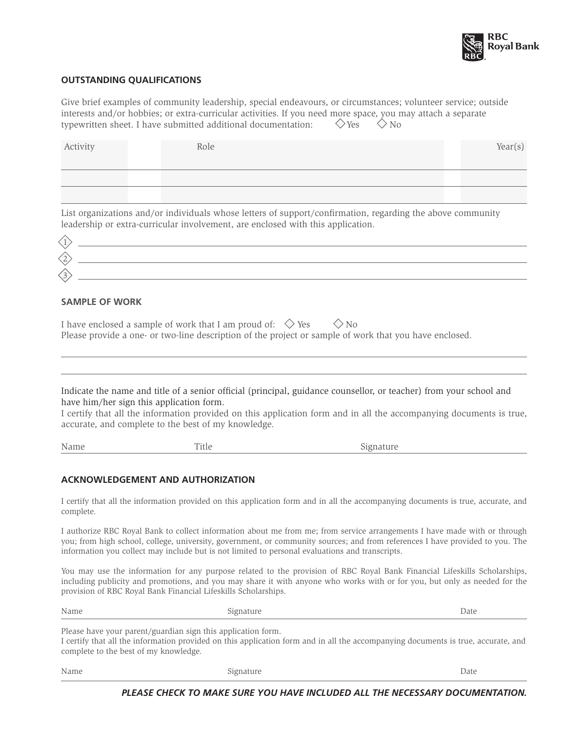## OUTSTANDING QUALIFICATIONS

Give brief examples of community leadership, special endeavours, or circumstances; volunteer service; outside interests and/or hobbies; or extra-curricular activities. If you need more space, you may attach a separate typewritten sheet. I have submitted additional documentation: ◇ Yes ◇ No

| Activity | Role | Year(s) |
|---|---|---|
| | | |
| | | |

List organizations and/or individuals whose letters of support/confirmation, regarding the above community leadership or extra-curricular involvement, are enclosed with this application.

1. ______________________________
2. ______________________________
3. ______________________________

## SAMPLE OF WORK

I have enclosed a sample of work that I am proud of: ◇ Yes ◇ No

Please provide a one- or two-line description of the project or sample of work that you have enclosed.

______________________________

______________________________

Indicate the name and title of a senior official (principal, guidance counsellor, or teacher) from your school and have him/her sign this application form.

I certify that all the information provided on this application form and in all the accompanying documents is true, accurate, and complete to the best of my knowledge.

Name ______________ Title ______________ Signature ______________

## ACKNOWLEDGEMENT AND AUTHORIZATION

I certify that all the information provided on this application form and in all the accompanying documents is true, accurate, and complete.

I authorize RBC Royal Bank to collect information about me from me; from service arrangements I have made with or through you; from high school, college, university, government, or community sources; and from references I have provided to you. The information you collect may include but is not limited to personal evaluations and transcripts.

You may use the information for any purpose related to the provision of RBC Royal Bank Financial Lifeskills Scholarships, including publicity and promotions, and you may share it with anyone who works with or for you, but only as needed for the provision of RBC Royal Bank Financial Lifeskills Scholarships.

Name ______________ Signature ______________ Date ______________

Please have your parent/guardian sign this application form.

I certify that all the information provided on this application form and in all the accompanying documents is true, accurate, and complete to the best of my knowledge.

Name ______________ Signature ______________ Date ______________

***PLEASE CHECK TO MAKE SURE YOU HAVE INCLUDED ALL THE NECESSARY DOCUMENTATION.***